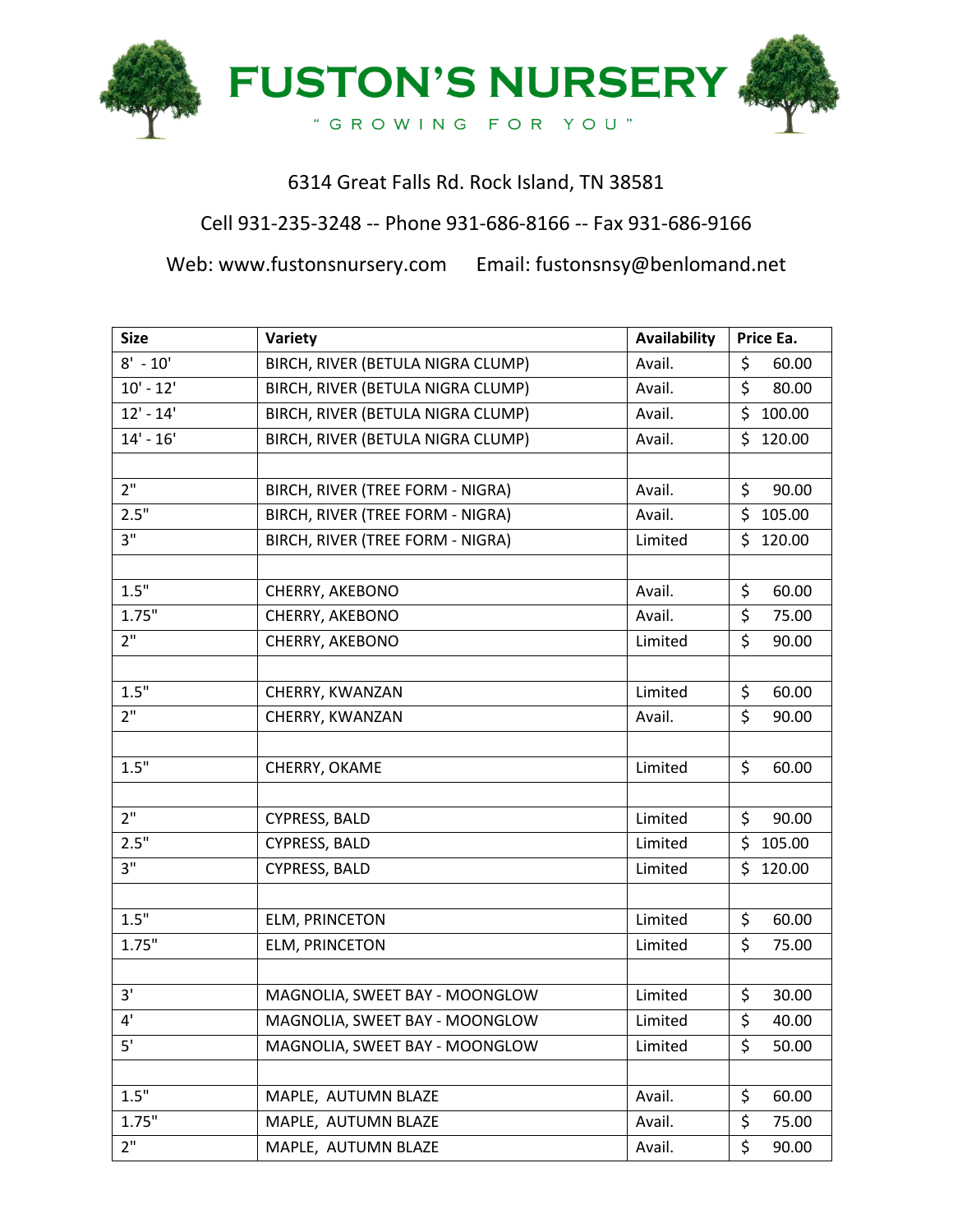# FUSTON'S NURSERY

"GROWING FOR YOU"

6314 Great Falls Rd. Rock Island, TN 38581

Cell 931-235-3248 -- Phone 931-686-8166 -- Fax 931-686-9166

Web: www.fustonsnursery.com Email: fustonsnsy@benlomand.net

| Size | Variety | Availability | Price Ea. |
|---|---|---|---|
| 8' - 10' | BIRCH, RIVER (BETULA NIGRA CLUMP) | Avail. | $ 60.00 |
| 10' - 12' | BIRCH, RIVER (BETULA NIGRA CLUMP) | Avail. | $ 80.00 |
| 12' - 14' | BIRCH, RIVER (BETULA NIGRA CLUMP) | Avail. | $ 100.00 |
| 14' - 16' | BIRCH, RIVER (BETULA NIGRA CLUMP) | Avail. | $ 120.00 |
| | | | |
| 2" | BIRCH, RIVER (TREE FORM - NIGRA) | Avail. | $ 90.00 |
| 2.5" | BIRCH, RIVER (TREE FORM - NIGRA) | Avail. | $ 105.00 |
| 3" | BIRCH, RIVER (TREE FORM - NIGRA) | Limited | $ 120.00 |
| | | | |
| 1.5" | CHERRY, AKEBONO | Avail. | $ 60.00 |
| 1.75" | CHERRY, AKEBONO | Avail. | $ 75.00 |
| 2" | CHERRY, AKEBONO | Limited | $ 90.00 |
| | | | |
| 1.5" | CHERRY, KWANZAN | Limited | $ 60.00 |
| 2" | CHERRY, KWANZAN | Avail. | $ 90.00 |
| | | | |
| 1.5" | CHERRY, OKAME | Limited | $ 60.00 |
| | | | |
| 2" | CYPRESS, BALD | Limited | $ 90.00 |
| 2.5" | CYPRESS, BALD | Limited | $ 105.00 |
| 3" | CYPRESS, BALD | Limited | $ 120.00 |
| | | | |
| 1.5" | ELM, PRINCETON | Limited | $ 60.00 |
| 1.75" | ELM, PRINCETON | Limited | $ 75.00 |
| | | | |
| 3' | MAGNOLIA, SWEET BAY - MOONGLOW | Limited | $ 30.00 |
| 4' | MAGNOLIA, SWEET BAY - MOONGLOW | Limited | $ 40.00 |
| 5' | MAGNOLIA, SWEET BAY - MOONGLOW | Limited | $ 50.00 |
| | | | |
| 1.5" | MAPLE, AUTUMN BLAZE | Avail. | $ 60.00 |
| 1.75" | MAPLE, AUTUMN BLAZE | Avail. | $ 75.00 |
| 2" | MAPLE, AUTUMN BLAZE | Avail. | $ 90.00 |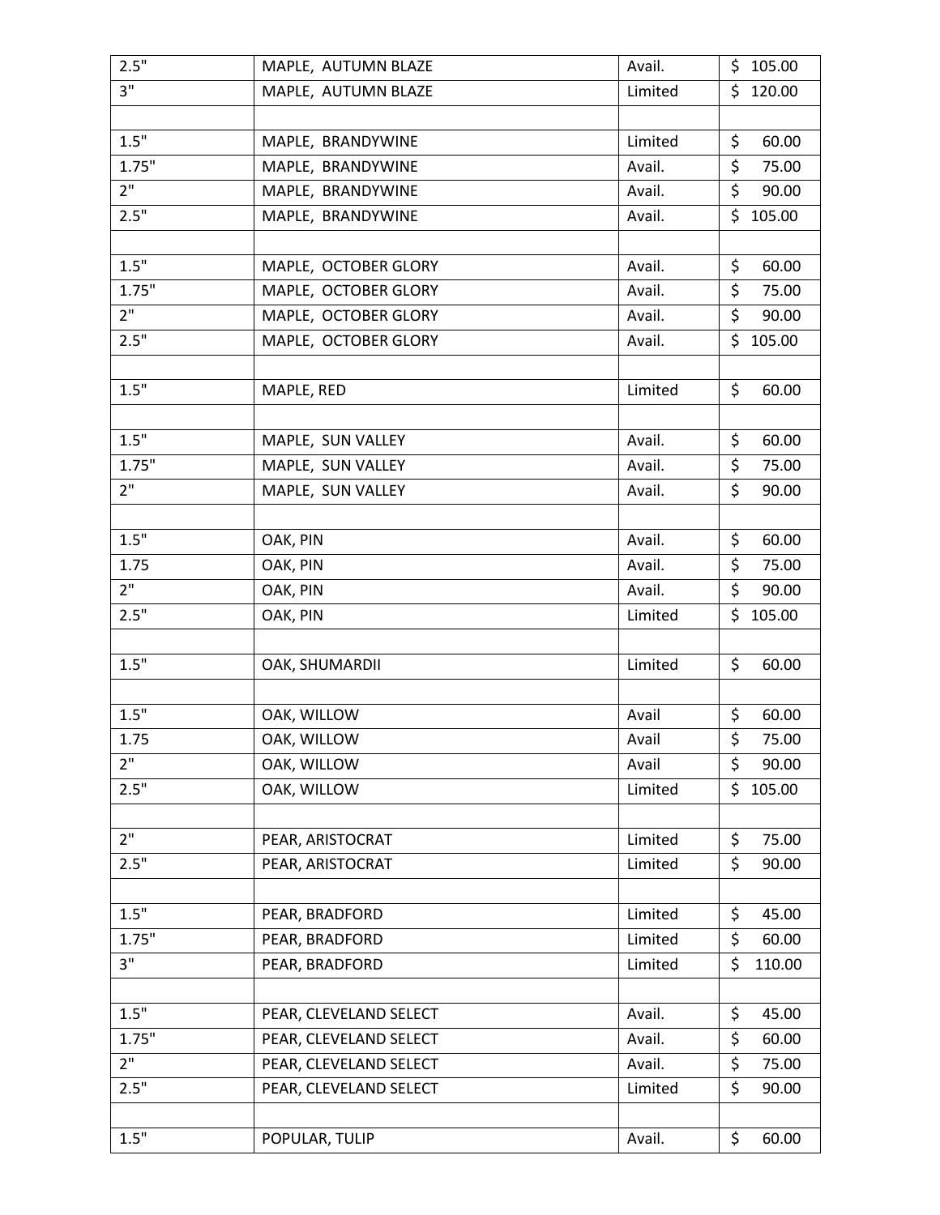| 2.5" | MAPLE,  AUTUMN BLAZE | Avail. | $ 105.00 |
|---|---|---|---|
| 3" | MAPLE,  AUTUMN BLAZE | Limited | $ 120.00 |
| | | | |
| 1.5" | MAPLE,  BRANDYWINE | Limited | $ 60.00 |
| 1.75" | MAPLE,  BRANDYWINE | Avail. | $ 75.00 |
| 2" | MAPLE,  BRANDYWINE | Avail. | $ 90.00 |
| 2.5" | MAPLE,  BRANDYWINE | Avail. | $ 105.00 |
| | | | |
| 1.5" | MAPLE,  OCTOBER GLORY | Avail. | $ 60.00 |
| 1.75" | MAPLE,  OCTOBER GLORY | Avail. | $ 75.00 |
| 2" | MAPLE,  OCTOBER GLORY | Avail. | $ 90.00 |
| 2.5" | MAPLE,  OCTOBER GLORY | Avail. | $ 105.00 |
| | | | |
| 1.5" | MAPLE, RED | Limited | $ 60.00 |
| | | | |
| 1.5" | MAPLE,  SUN VALLEY | Avail. | $ 60.00 |
| 1.75" | MAPLE,  SUN VALLEY | Avail. | $ 75.00 |
| 2" | MAPLE,  SUN VALLEY | Avail. | $ 90.00 |
| | | | |
| 1.5" | OAK, PIN | Avail. | $ 60.00 |
| 1.75 | OAK, PIN | Avail. | $ 75.00 |
| 2" | OAK, PIN | Avail. | $ 90.00 |
| 2.5" | OAK, PIN | Limited | $ 105.00 |
| | | | |
| 1.5" | OAK, SHUMARDII | Limited | $ 60.00 |
| | | | |
| 1.5" | OAK, WILLOW | Avail | $ 60.00 |
| 1.75 | OAK, WILLOW | Avail | $ 75.00 |
| 2" | OAK, WILLOW | Avail | $ 90.00 |
| 2.5" | OAK, WILLOW | Limited | $ 105.00 |
| | | | |
| 2" | PEAR, ARISTOCRAT | Limited | $ 75.00 |
| 2.5" | PEAR, ARISTOCRAT | Limited | $ 90.00 |
| | | | |
| 1.5" | PEAR, BRADFORD | Limited | $ 45.00 |
| 1.75" | PEAR, BRADFORD | Limited | $ 60.00 |
| 3" | PEAR, BRADFORD | Limited | $ 110.00 |
| | | | |
| 1.5" | PEAR, CLEVELAND SELECT | Avail. | $ 45.00 |
| 1.75" | PEAR, CLEVELAND SELECT | Avail. | $ 60.00 |
| 2" | PEAR, CLEVELAND SELECT | Avail. | $ 75.00 |
| 2.5" | PEAR, CLEVELAND SELECT | Limited | $ 90.00 |
| | | | |
| 1.5" | POPULAR, TULIP | Avail. | $ 60.00 |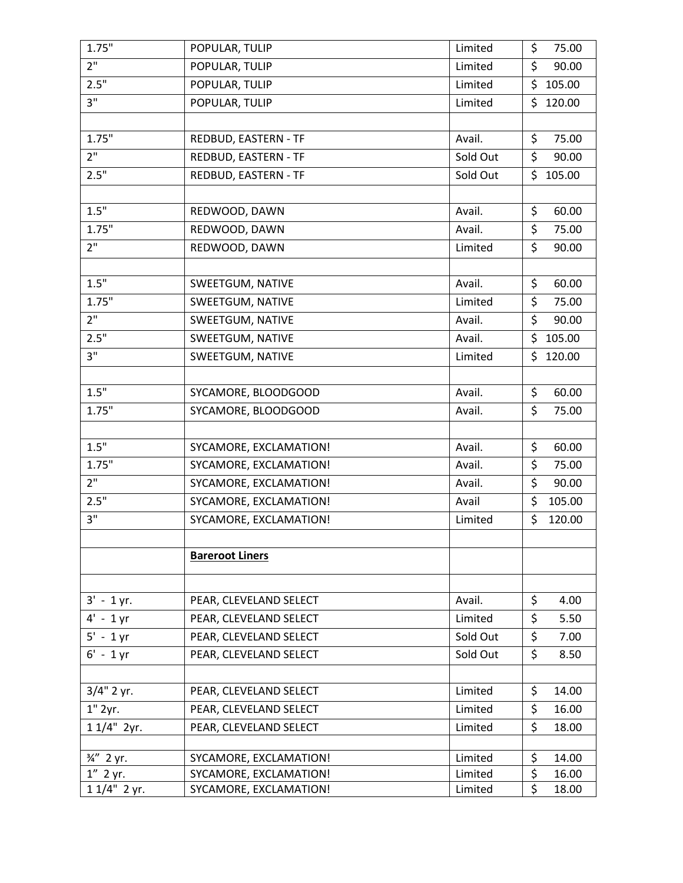| | | | |
|---|---|---|---|
| 1.75" | POPULAR, TULIP | Limited | $ 75.00 |
| 2" | POPULAR, TULIP | Limited | $ 90.00 |
| 2.5" | POPULAR, TULIP | Limited | $ 105.00 |
| 3" | POPULAR, TULIP | Limited | $ 120.00 |
| | | | |
| 1.75" | REDBUD, EASTERN - TF | Avail. | $ 75.00 |
| 2" | REDBUD, EASTERN - TF | Sold Out | $ 90.00 |
| 2.5" | REDBUD, EASTERN - TF | Sold Out | $ 105.00 |
| | | | |
| 1.5" | REDWOOD, DAWN | Avail. | $ 60.00 |
| 1.75" | REDWOOD, DAWN | Avail. | $ 75.00 |
| 2" | REDWOOD, DAWN | Limited | $ 90.00 |
| | | | |
| 1.5" | SWEETGUM, NATIVE | Avail. | $ 60.00 |
| 1.75" | SWEETGUM, NATIVE | Limited | $ 75.00 |
| 2" | SWEETGUM, NATIVE | Avail. | $ 90.00 |
| 2.5" | SWEETGUM, NATIVE | Avail. | $ 105.00 |
| 3" | SWEETGUM, NATIVE | Limited | $ 120.00 |
| | | | |
| 1.5" | SYCAMORE, BLOODGOOD | Avail. | $ 60.00 |
| 1.75" | SYCAMORE, BLOODGOOD | Avail. | $ 75.00 |
| | | | |
| 1.5" | SYCAMORE, EXCLAMATION! | Avail. | $ 60.00 |
| 1.75" | SYCAMORE, EXCLAMATION! | Avail. | $ 75.00 |
| 2" | SYCAMORE, EXCLAMATION! | Avail. | $ 90.00 |
| 2.5" | SYCAMORE, EXCLAMATION! | Avail | $ 105.00 |
| 3" | SYCAMORE, EXCLAMATION! | Limited | $ 120.00 |
| | | | |
| | **Bareroot Liners** | | |
| | | | |
| 3' - 1 yr. | PEAR, CLEVELAND SELECT | Avail. | $ 4.00 |
| 4' - 1 yr | PEAR, CLEVELAND SELECT | Limited | $ 5.50 |
| 5' - 1 yr | PEAR, CLEVELAND SELECT | Sold Out | $ 7.00 |
| 6' - 1 yr | PEAR, CLEVELAND SELECT | Sold Out | $ 8.50 |
| | | | |
| 3/4" 2 yr. | PEAR, CLEVELAND SELECT | Limited | $ 14.00 |
| 1" 2yr. | PEAR, CLEVELAND SELECT | Limited | $ 16.00 |
| 1 1/4" 2yr. | PEAR, CLEVELAND SELECT | Limited | $ 18.00 |
| | | | |
| ¾" 2 yr. | SYCAMORE, EXCLAMATION! | Limited | $ 14.00 |
| 1" 2 yr. | SYCAMORE, EXCLAMATION! | Limited | $ 16.00 |
| 1 1/4" 2 yr. | SYCAMORE, EXCLAMATION! | Limited | $ 18.00 |